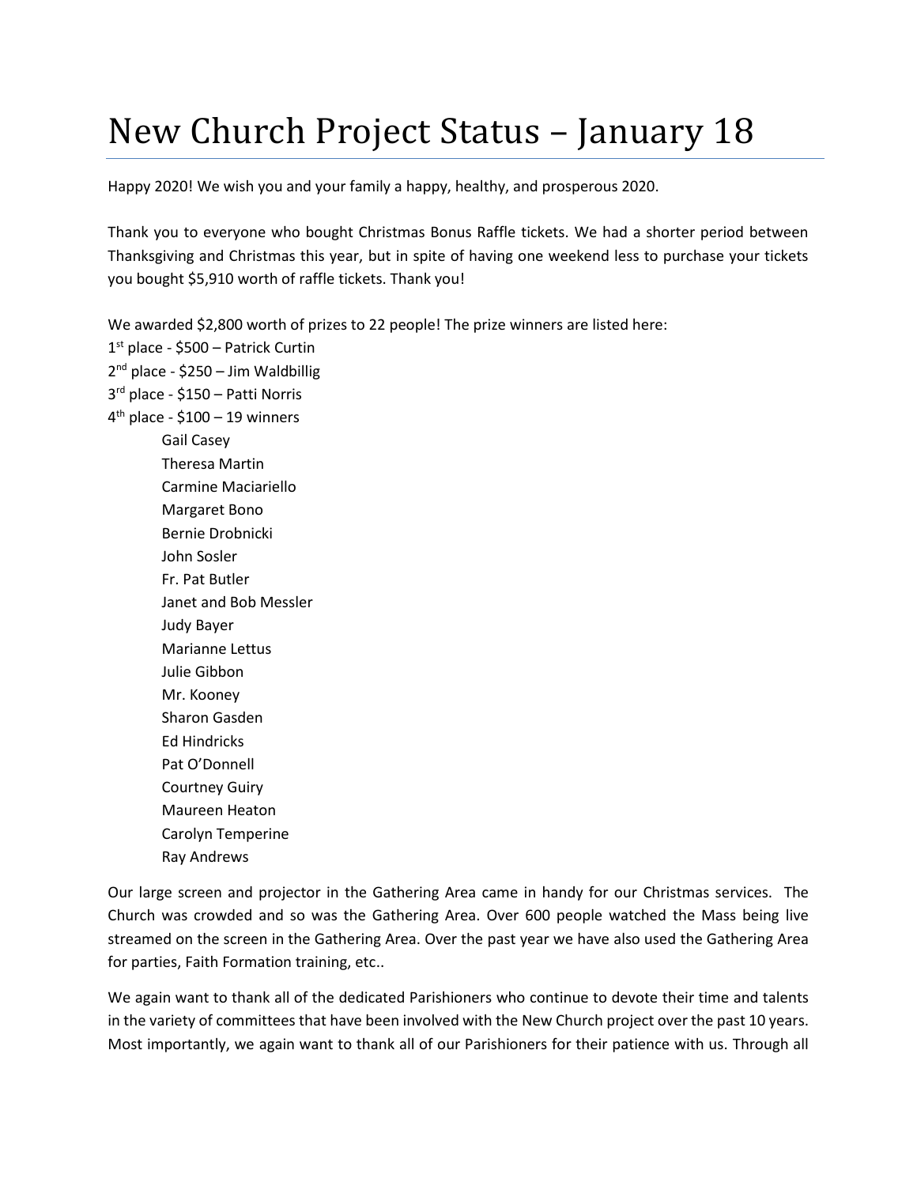# New Church Project Status – January 18

Happy 2020! We wish you and your family a happy, healthy, and prosperous 2020.

Thank you to everyone who bought Christmas Bonus Raffle tickets. We had a shorter period between Thanksgiving and Christmas this year, but in spite of having one weekend less to purchase your tickets you bought $5,910 worth of raffle tickets. Thank you!

We awarded $2,800 worth of prizes to 22 people! The prize winners are listed here:

1st place - $500 – Patrick Curtin
2nd place - $250 – Jim Waldbillig
3rd place - $150 – Patti Norris
4th place - $100 – 19 winners

- Gail Casey
- Theresa Martin
- Carmine Maciariello
- Margaret Bono
- Bernie Drobnicki
- John Sosler
- Fr. Pat Butler
- Janet and Bob Messler
- Judy Bayer
- Marianne Lettus
- Julie Gibbon
- Mr. Kooney
- Sharon Gasden
- Ed Hindricks
- Pat O'Donnell
- Courtney Guiry
- Maureen Heaton
- Carolyn Temperine
- Ray Andrews

Our large screen and projector in the Gathering Area came in handy for our Christmas services. The Church was crowded and so was the Gathering Area. Over 600 people watched the Mass being live streamed on the screen in the Gathering Area. Over the past year we have also used the Gathering Area for parties, Faith Formation training, etc..

We again want to thank all of the dedicated Parishioners who continue to devote their time and talents in the variety of committees that have been involved with the New Church project over the past 10 years. Most importantly, we again want to thank all of our Parishioners for their patience with us. Through all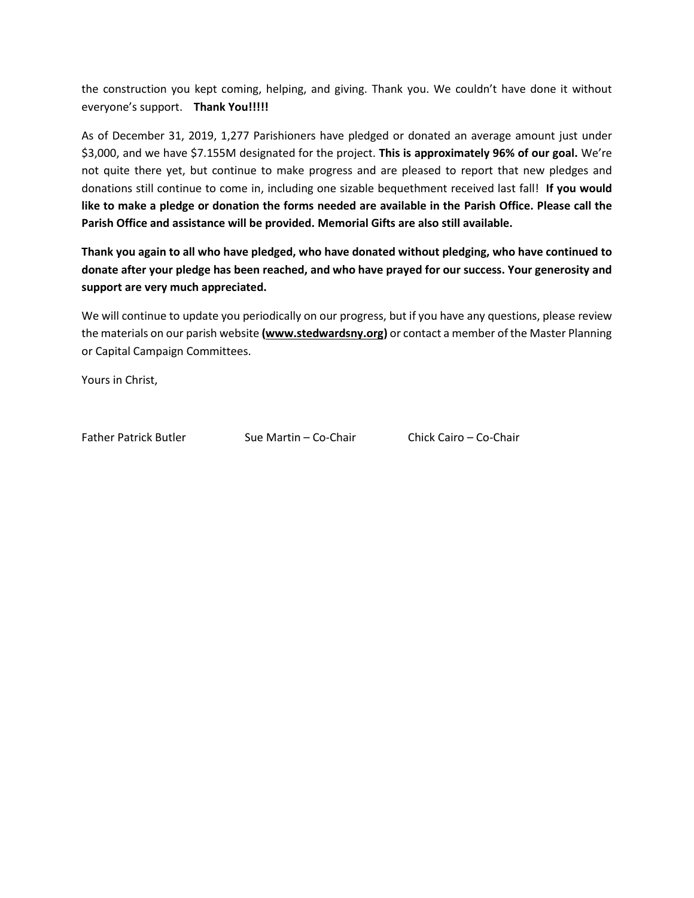the construction you kept coming, helping, and giving. Thank you. We couldn't have done it without everyone's support. **Thank You!!!!!**

As of December 31, 2019, 1,277 Parishioners have pledged or donated an average amount just under $3,000, and we have $7.155M designated for the project. **This is approximately 96% of our goal.** We're not quite there yet, but continue to make progress and are pleased to report that new pledges and donations still continue to come in, including one sizable bequethment received last fall! **If you would like to make a pledge or donation the forms needed are available in the Parish Office. Please call the Parish Office and assistance will be provided. Memorial Gifts are also still available.**

**Thank you again to all who have pledged, who have donated without pledging, who have continued to donate after your pledge has been reached, and who have prayed for our success. Your generosity and support are very much appreciated.**

We will continue to update you periodically on our progress, but if you have any questions, please review the materials on our parish website **(www.stedwardsny.org)** or contact a member of the Master Planning or Capital Campaign Committees.

Yours in Christ,

Father Patrick Butler

Sue Martin – Co-Chair

Chick Cairo – Co-Chair